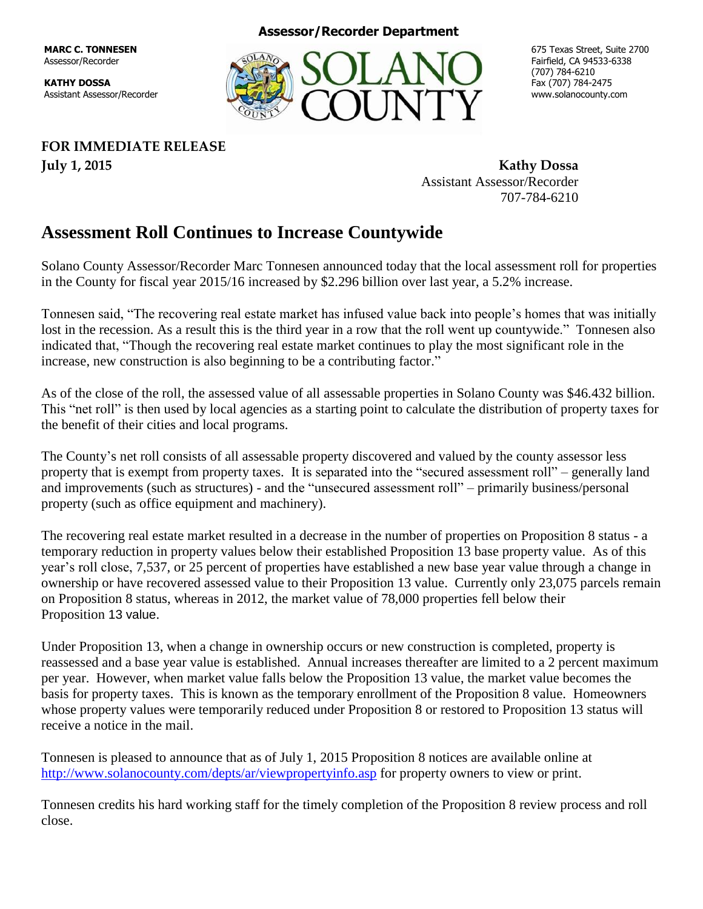**Assessor/Recorder Department**

**MARC C. TONNESEN**
Assessor/Recorder

**KATHY DOSSA**
Assistant Assessor/Recorder

SOLANO COUNTY

675 Texas Street, Suite 2700
Fairfield, CA 94533-6338
(707) 784-6210
Fax (707) 784-2475
www.solanocounty.com

**FOR IMMEDIATE RELEASE**
**July 1, 2015**

**Kathy Dossa**
Assistant Assessor/Recorder
707-784-6210

# Assessment Roll Continues to Increase Countywide

Solano County Assessor/Recorder Marc Tonnesen announced today that the local assessment roll for properties in the County for fiscal year 2015/16 increased by $2.296 billion over last year, a 5.2% increase.

Tonnesen said, "The recovering real estate market has infused value back into people's homes that was initially lost in the recession. As a result this is the third year in a row that the roll went up countywide." Tonnesen also indicated that, "Though the recovering real estate market continues to play the most significant role in the increase, new construction is also beginning to be a contributing factor."

As of the close of the roll, the assessed value of all assessable properties in Solano County was $46.432 billion. This "net roll" is then used by local agencies as a starting point to calculate the distribution of property taxes for the benefit of their cities and local programs.

The County's net roll consists of all assessable property discovered and valued by the county assessor less property that is exempt from property taxes. It is separated into the "secured assessment roll" – generally land and improvements (such as structures) - and the "unsecured assessment roll" – primarily business/personal property (such as office equipment and machinery).

The recovering real estate market resulted in a decrease in the number of properties on Proposition 8 status - a temporary reduction in property values below their established Proposition 13 base property value. As of this year's roll close, 7,537, or 25 percent of properties have established a new base year value through a change in ownership or have recovered assessed value to their Proposition 13 value. Currently only 23,075 parcels remain on Proposition 8 status, whereas in 2012, the market value of 78,000 properties fell below their Proposition 13 value.

Under Proposition 13, when a change in ownership occurs or new construction is completed, property is reassessed and a base year value is established. Annual increases thereafter are limited to a 2 percent maximum per year. However, when market value falls below the Proposition 13 value, the market value becomes the basis for property taxes. This is known as the temporary enrollment of the Proposition 8 value. Homeowners whose property values were temporarily reduced under Proposition 8 or restored to Proposition 13 status will receive a notice in the mail.

Tonnesen is pleased to announce that as of July 1, 2015 Proposition 8 notices are available online at http://www.solanocounty.com/depts/ar/viewpropertyinfo.asp for property owners to view or print.

Tonnesen credits his hard working staff for the timely completion of the Proposition 8 review process and roll close.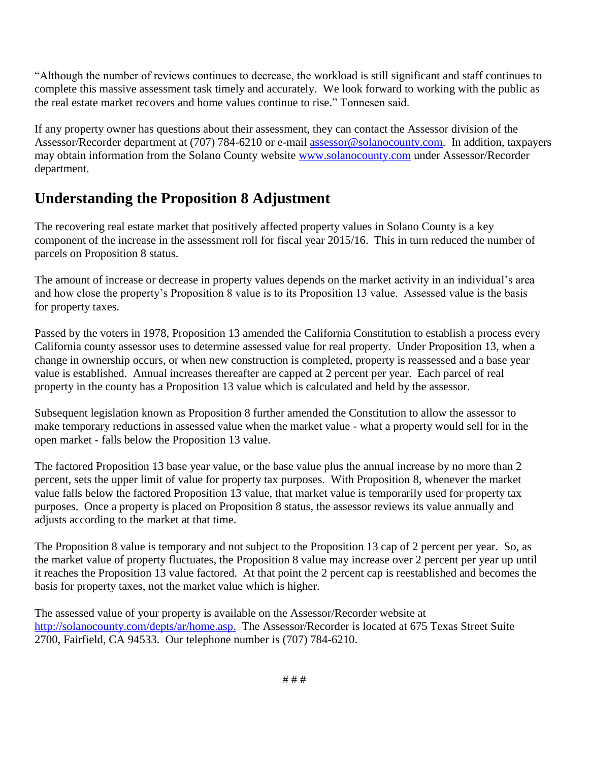"Although the number of reviews continues to decrease, the workload is still significant and staff continues to complete this massive assessment task timely and accurately. We look forward to working with the public as the real estate market recovers and home values continue to rise." Tonnesen said.

If any property owner has questions about their assessment, they can contact the Assessor division of the Assessor/Recorder department at (707) 784-6210 or e-mail assessor@solanocounty.com. In addition, taxpayers may obtain information from the Solano County website www.solanocounty.com under Assessor/Recorder department.

## Understanding the Proposition 8 Adjustment

The recovering real estate market that positively affected property values in Solano County is a key component of the increase in the assessment roll for fiscal year 2015/16. This in turn reduced the number of parcels on Proposition 8 status.

The amount of increase or decrease in property values depends on the market activity in an individual's area and how close the property's Proposition 8 value is to its Proposition 13 value. Assessed value is the basis for property taxes.

Passed by the voters in 1978, Proposition 13 amended the California Constitution to establish a process every California county assessor uses to determine assessed value for real property. Under Proposition 13, when a change in ownership occurs, or when new construction is completed, property is reassessed and a base year value is established. Annual increases thereafter are capped at 2 percent per year. Each parcel of real property in the county has a Proposition 13 value which is calculated and held by the assessor.

Subsequent legislation known as Proposition 8 further amended the Constitution to allow the assessor to make temporary reductions in assessed value when the market value - what a property would sell for in the open market - falls below the Proposition 13 value.

The factored Proposition 13 base year value, or the base value plus the annual increase by no more than 2 percent, sets the upper limit of value for property tax purposes. With Proposition 8, whenever the market value falls below the factored Proposition 13 value, that market value is temporarily used for property tax purposes. Once a property is placed on Proposition 8 status, the assessor reviews its value annually and adjusts according to the market at that time.

The Proposition 8 value is temporary and not subject to the Proposition 13 cap of 2 percent per year. So, as the market value of property fluctuates, the Proposition 8 value may increase over 2 percent per year up until it reaches the Proposition 13 value factored. At that point the 2 percent cap is reestablished and becomes the basis for property taxes, not the market value which is higher.

The assessed value of your property is available on the Assessor/Recorder website at http://solanocounty.com/depts/ar/home.asp. The Assessor/Recorder is located at 675 Texas Street Suite 2700, Fairfield, CA 94533. Our telephone number is (707) 784-6210.

# # #